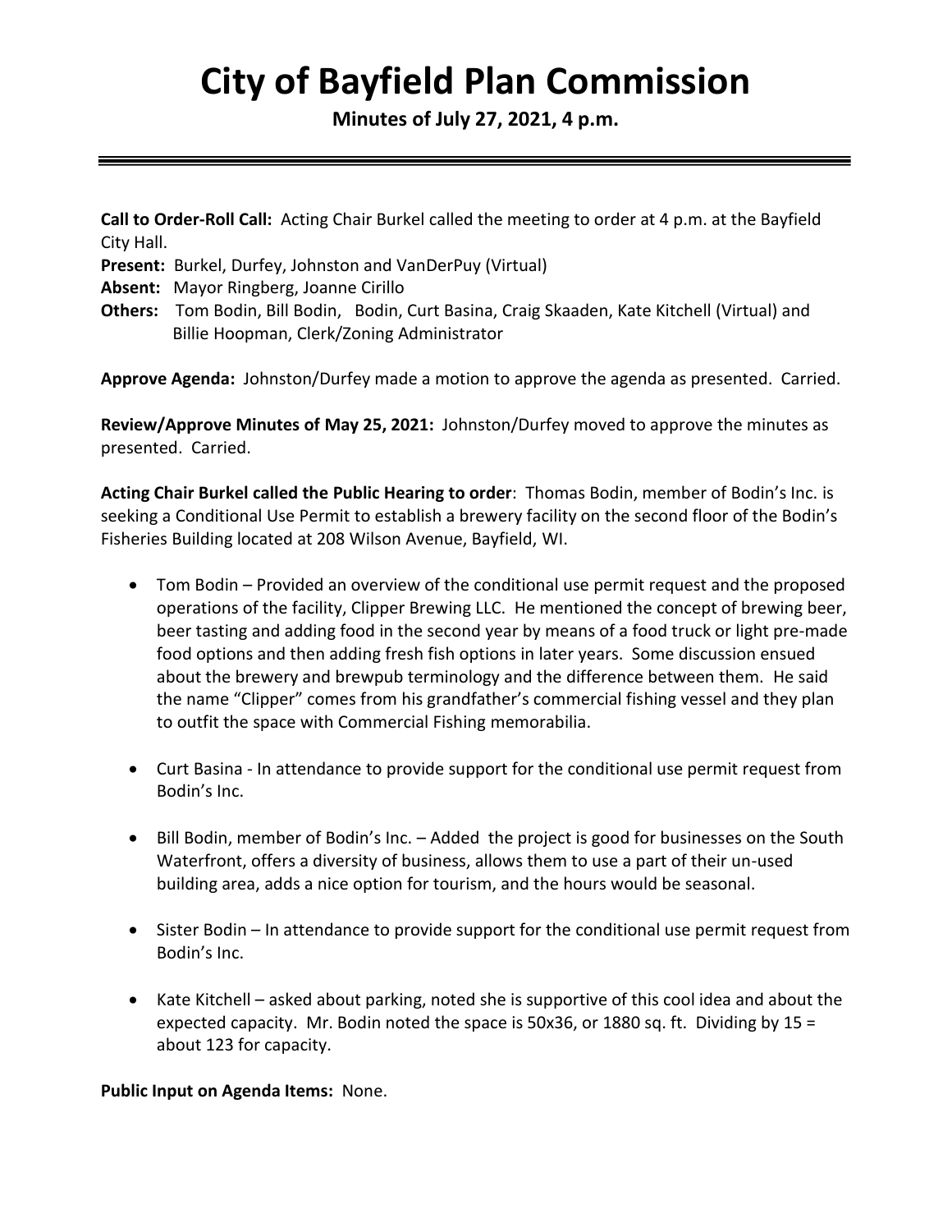# City of Bayfield Plan Commission

**Minutes of July 27, 2021, 4 p.m.**

**Call to Order-Roll Call:** Acting Chair Burkel called the meeting to order at 4 p.m. at the Bayfield City Hall.

**Present:** Burkel, Durfey, Johnston and VanDerPuy (Virtual)

**Absent:** Mayor Ringberg, Joanne Cirillo

**Others:** Tom Bodin, Bill Bodin, Bodin, Curt Basina, Craig Skaaden, Kate Kitchell (Virtual) and Billie Hoopman, Clerk/Zoning Administrator

**Approve Agenda:** Johnston/Durfey made a motion to approve the agenda as presented. Carried.

**Review/Approve Minutes of May 25, 2021:** Johnston/Durfey moved to approve the minutes as presented. Carried.

**Acting Chair Burkel called the Public Hearing to order**: Thomas Bodin, member of Bodin's Inc. is seeking a Conditional Use Permit to establish a brewery facility on the second floor of the Bodin's Fisheries Building located at 208 Wilson Avenue, Bayfield, WI.

- Tom Bodin – Provided an overview of the conditional use permit request and the proposed operations of the facility, Clipper Brewing LLC. He mentioned the concept of brewing beer, beer tasting and adding food in the second year by means of a food truck or light pre-made food options and then adding fresh fish options in later years. Some discussion ensued about the brewery and brewpub terminology and the difference between them. He said the name "Clipper" comes from his grandfather's commercial fishing vessel and they plan to outfit the space with Commercial Fishing memorabilia.
- Curt Basina - In attendance to provide support for the conditional use permit request from Bodin's Inc.
- Bill Bodin, member of Bodin's Inc. – Added the project is good for businesses on the South Waterfront, offers a diversity of business, allows them to use a part of their un-used building area, adds a nice option for tourism, and the hours would be seasonal.
- Sister Bodin – In attendance to provide support for the conditional use permit request from Bodin's Inc.
- Kate Kitchell – asked about parking, noted she is supportive of this cool idea and about the expected capacity. Mr. Bodin noted the space is 50x36, or 1880 sq. ft. Dividing by 15 = about 123 for capacity.

**Public Input on Agenda Items:** None.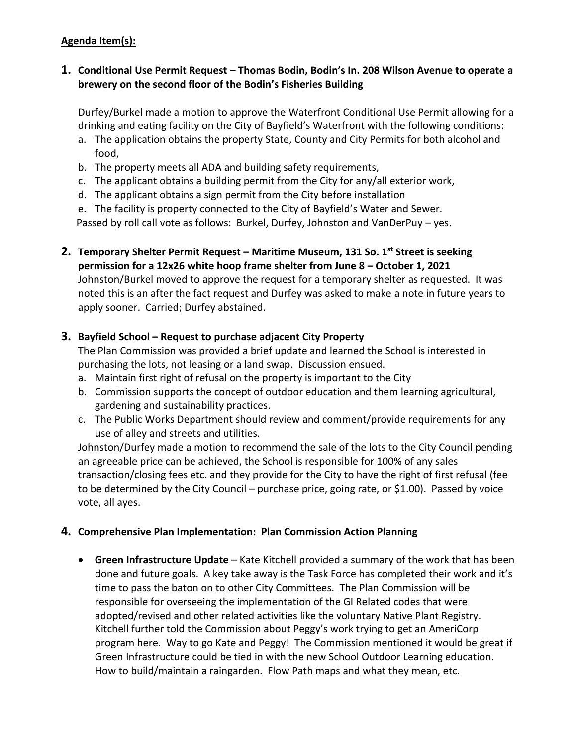**Agenda Item(s):**

1. **Conditional Use Permit Request – Thomas Bodin, Bodin's In. 208 Wilson Avenue to operate a brewery on the second floor of the Bodin's Fisheries Building**

   Durfey/Burkel made a motion to approve the Waterfront Conditional Use Permit allowing for a drinking and eating facility on the City of Bayfield's Waterfront with the following conditions:

   a. The application obtains the property State, County and City Permits for both alcohol and food,
   b. The property meets all ADA and building safety requirements,
   c. The applicant obtains a building permit from the City for any/all exterior work,
   d. The applicant obtains a sign permit from the City before installation
   e. The facility is property connected to the City of Bayfield's Water and Sewer.

   Passed by roll call vote as follows: Burkel, Durfey, Johnston and VanDerPuy – yes.

2. **Temporary Shelter Permit Request – Maritime Museum, 131 So. 1st Street is seeking permission for a 12x26 white hoop frame shelter from June 8 – October 1, 2021**

   Johnston/Burkel moved to approve the request for a temporary shelter as requested. It was noted this is an after the fact request and Durfey was asked to make a note in future years to apply sooner. Carried; Durfey abstained.

3. **Bayfield School – Request to purchase adjacent City Property**

   The Plan Commission was provided a brief update and learned the School is interested in purchasing the lots, not leasing or a land swap. Discussion ensued.

   a. Maintain first right of refusal on the property is important to the City
   b. Commission supports the concept of outdoor education and them learning agricultural, gardening and sustainability practices.
   c. The Public Works Department should review and comment/provide requirements for any use of alley and streets and utilities.

   Johnston/Durfey made a motion to recommend the sale of the lots to the City Council pending an agreeable price can be achieved, the School is responsible for 100% of any sales transaction/closing fees etc. and they provide for the City to have the right of first refusal (fee to be determined by the City Council – purchase price, going rate, or $1.00). Passed by voice vote, all ayes.

4. **Comprehensive Plan Implementation: Plan Commission Action Planning**

   - **Green Infrastructure Update** – Kate Kitchell provided a summary of the work that has been done and future goals. A key take away is the Task Force has completed their work and it's time to pass the baton on to other City Committees. The Plan Commission will be responsible for overseeing the implementation of the GI Related codes that were adopted/revised and other related activities like the voluntary Native Plant Registry. Kitchell further told the Commission about Peggy's work trying to get an AmeriCorp program here. Way to go Kate and Peggy! The Commission mentioned it would be great if Green Infrastructure could be tied in with the new School Outdoor Learning education. How to build/maintain a raingarden. Flow Path maps and what they mean, etc.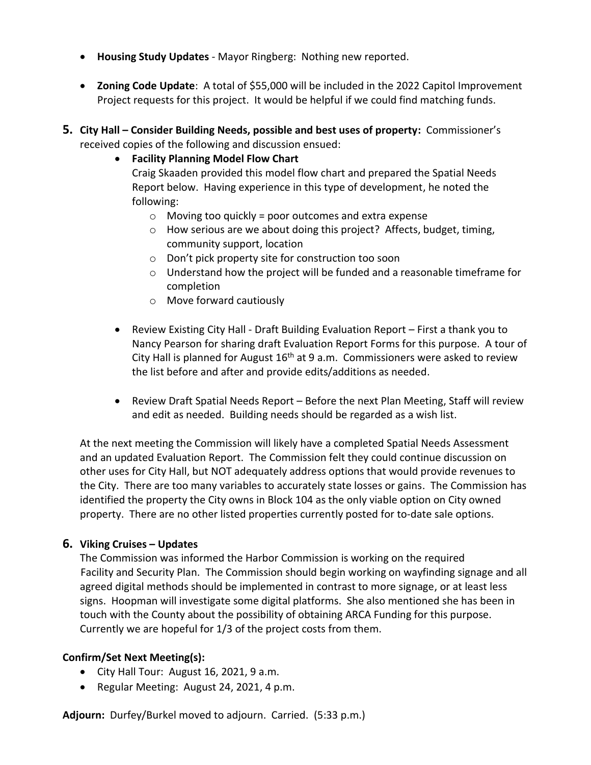- **Housing Study Updates** - Mayor Ringberg: Nothing new reported.
- **Zoning Code Update**: A total of $55,000 will be included in the 2022 Capitol Improvement Project requests for this project. It would be helpful if we could find matching funds.

**5. City Hall – Consider Building Needs, possible and best uses of property:** Commissioner's received copies of the following and discussion ensued:

- **Facility Planning Model Flow Chart**
  Craig Skaaden provided this model flow chart and prepared the Spatial Needs Report below. Having experience in this type of development, he noted the following:
    - Moving too quickly = poor outcomes and extra expense
    - How serious are we about doing this project? Affects, budget, timing, community support, location
    - Don't pick property site for construction too soon
    - Understand how the project will be funded and a reasonable timeframe for completion
    - Move forward cautiously
- Review Existing City Hall - Draft Building Evaluation Report – First a thank you to Nancy Pearson for sharing draft Evaluation Report Forms for this purpose. A tour of City Hall is planned for August 16th at 9 a.m. Commissioners were asked to review the list before and after and provide edits/additions as needed.
- Review Draft Spatial Needs Report – Before the next Plan Meeting, Staff will review and edit as needed. Building needs should be regarded as a wish list.

At the next meeting the Commission will likely have a completed Spatial Needs Assessment and an updated Evaluation Report. The Commission felt they could continue discussion on other uses for City Hall, but NOT adequately address options that would provide revenues to the City. There are too many variables to accurately state losses or gains. The Commission has identified the property the City owns in Block 104 as the only viable option on City owned property. There are no other listed properties currently posted for to-date sale options.

**6. Viking Cruises – Updates**

The Commission was informed the Harbor Commission is working on the required Facility and Security Plan. The Commission should begin working on wayfinding signage and all agreed digital methods should be implemented in contrast to more signage, or at least less signs. Hoopman will investigate some digital platforms. She also mentioned she has been in touch with the County about the possibility of obtaining ARCA Funding for this purpose. Currently we are hopeful for 1/3 of the project costs from them.

**Confirm/Set Next Meeting(s):**

- City Hall Tour: August 16, 2021, 9 a.m.
- Regular Meeting: August 24, 2021, 4 p.m.

**Adjourn:** Durfey/Burkel moved to adjourn. Carried. (5:33 p.m.)